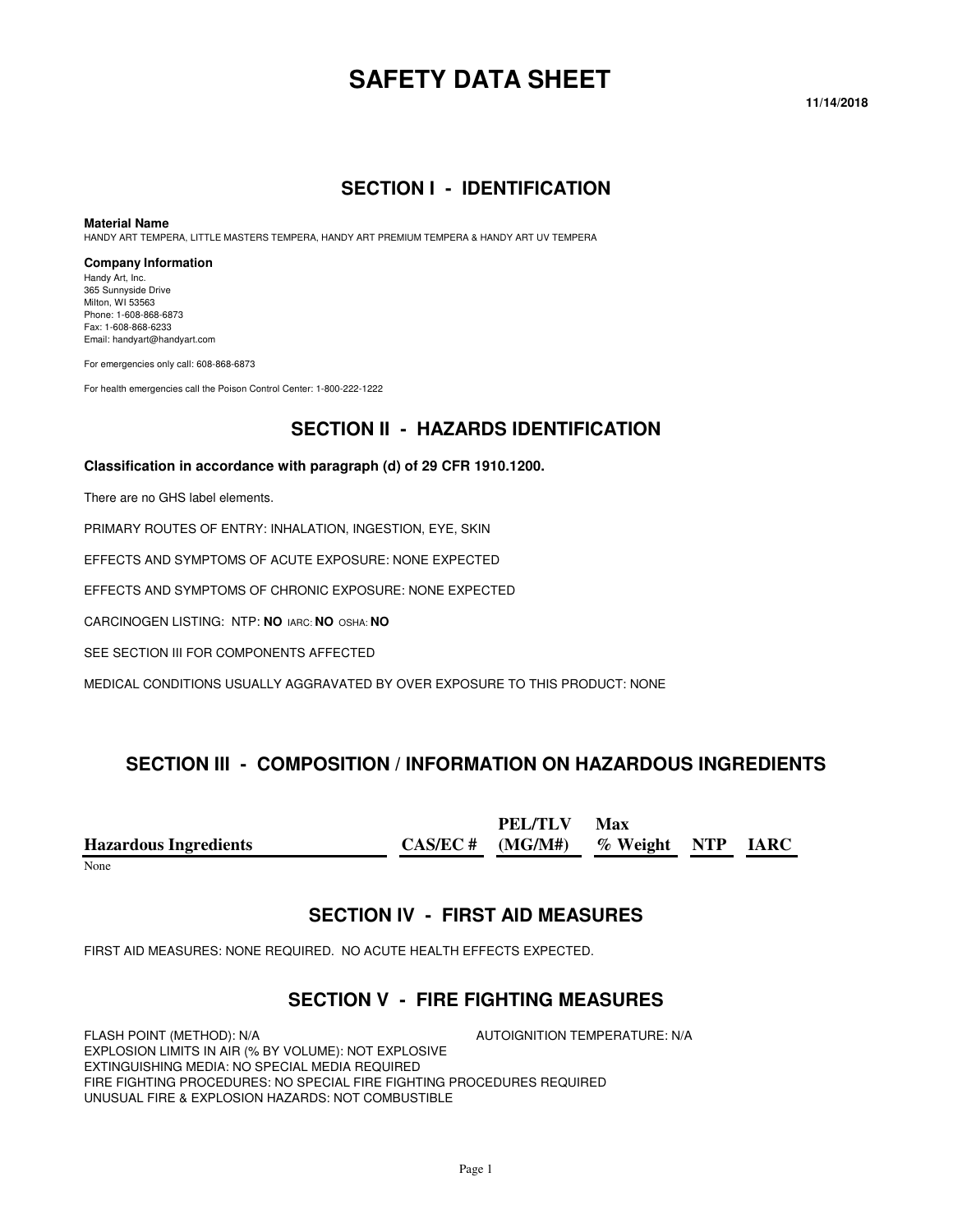# SAFETY DATA SHEET

**11/14/2018**

## SECTION I - IDENTIFICATION

**Material Name**

HANDY ART TEMPERA, LITTLE MASTERS TEMPERA, HANDY ART PREMIUM TEMPERA & HANDY ART UV TEMPERA

**Company Information**

Handy Art, Inc.
365 Sunnyside Drive
Milton, WI 53563
Phone: 1-608-868-6873
Fax: 1-608-868-6233
Email: handyart@handyart.com

For emergencies only call: 608-868-6873

For health emergencies call the Poison Control Center: 1-800-222-1222

## SECTION II - HAZARDS IDENTIFICATION

**Classification in accordance with paragraph (d) of 29 CFR 1910.1200.**

There are no GHS label elements.

PRIMARY ROUTES OF ENTRY: INHALATION, INGESTION, EYE, SKIN

EFFECTS AND SYMPTOMS OF ACUTE EXPOSURE: NONE EXPECTED

EFFECTS AND SYMPTOMS OF CHRONIC EXPOSURE: NONE EXPECTED

CARCINOGEN LISTING: NTP: **NO** IARC: **NO** OSHA: **NO**

SEE SECTION III FOR COMPONENTS AFFECTED

MEDICAL CONDITIONS USUALLY AGGRAVATED BY OVER EXPOSURE TO THIS PRODUCT: NONE

## SECTION III - COMPOSITION / INFORMATION ON HAZARDOUS INGREDIENTS

| Hazardous Ingredients | CAS/EC # | PEL/TLV (MG/M#) | Max % Weight | NTP | IARC |
|---|---|---|---|---|---|
| None | | | | | |

## SECTION IV - FIRST AID MEASURES

FIRST AID MEASURES: NONE REQUIRED. NO ACUTE HEALTH EFFECTS EXPECTED.

## SECTION V - FIRE FIGHTING MEASURES

FLASH POINT (METHOD): N/A
AUTOIGNITION TEMPERATURE: N/A
EXPLOSION LIMITS IN AIR (% BY VOLUME): NOT EXPLOSIVE
EXTINGUISHING MEDIA: NO SPECIAL MEDIA REQUIRED
FIRE FIGHTING PROCEDURES: NO SPECIAL FIRE FIGHTING PROCEDURES REQUIRED
UNUSUAL FIRE & EXPLOSION HAZARDS: NOT COMBUSTIBLE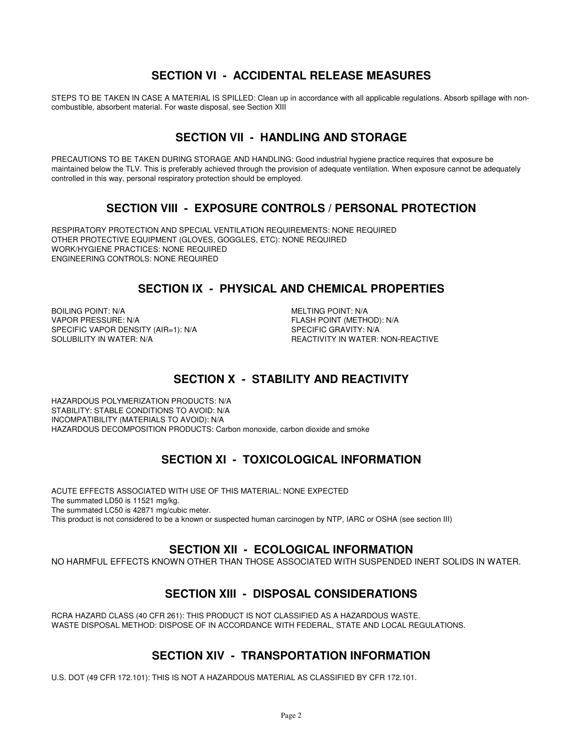## SECTION VI - ACCIDENTAL RELEASE MEASURES

STEPS TO BE TAKEN IN CASE A MATERIAL IS SPILLED: Clean up in accordance with all applicable regulations. Absorb spillage with non-combustible, absorbent material. For waste disposal, see Section XIII

## SECTION VII - HANDLING AND STORAGE

PRECAUTIONS TO BE TAKEN DURING STORAGE AND HANDLING: Good industrial hygiene practice requires that exposure be maintained below the TLV. This is preferably achieved through the provision of adequate ventilation. When exposure cannot be adequately controlled in this way, personal respiratory protection should be employed.

## SECTION VIII - EXPOSURE CONTROLS / PERSONAL PROTECTION

RESPIRATORY PROTECTION AND SPECIAL VENTILATION REQUIREMENTS: NONE REQUIRED
OTHER PROTECTIVE EQUIPMENT (GLOVES, GOGGLES, ETC): NONE REQUIRED
WORK/HYGIENE PRACTICES: NONE REQUIRED
ENGINEERING CONTROLS: NONE REQUIRED

## SECTION IX - PHYSICAL AND CHEMICAL PROPERTIES

BOILING POINT: N/A
VAPOR PRESSURE: N/A
SPECIFIC VAPOR DENSITY (AIR=1): N/A
SOLUBILITY IN WATER: N/A
MELTING POINT: N/A
FLASH POINT (METHOD): N/A
SPECIFIC GRAVITY: N/A
REACTIVITY IN WATER: NON-REACTIVE

## SECTION X - STABILITY AND REACTIVITY

HAZARDOUS POLYMERIZATION PRODUCTS: N/A
STABILITY: STABLE CONDITIONS TO AVOID: N/A
INCOMPATIBILITY (MATERIALS TO AVOID): N/A
HAZARDOUS DECOMPOSITION PRODUCTS: Carbon monoxide, carbon dioxide and smoke

## SECTION XI - TOXICOLOGICAL INFORMATION

ACUTE EFFECTS ASSOCIATED WITH USE OF THIS MATERIAL: NONE EXPECTED
The summated LD50 is 11521 mg/kg.
The summated LC50 is 42871 mg/cubic meter.
This product is not considered to be a known or suspected human carcinogen by NTP, IARC or OSHA (see section III)

## SECTION XII - ECOLOGICAL INFORMATION

NO HARMFUL EFFECTS KNOWN OTHER THAN THOSE ASSOCIATED WITH SUSPENDED INERT SOLIDS IN WATER.

## SECTION XIII - DISPOSAL CONSIDERATIONS

RCRA HAZARD CLASS (40 CFR 261): THIS PRODUCT IS NOT CLASSIFIED AS A HAZARDOUS WASTE.
WASTE DISPOSAL METHOD: DISPOSE OF IN ACCORDANCE WITH FEDERAL, STATE AND LOCAL REGULATIONS.

## SECTION XIV - TRANSPORTATION INFORMATION

U.S. DOT (49 CFR 172.101): THIS IS NOT A HAZARDOUS MATERIAL AS CLASSIFIED BY CFR 172.101.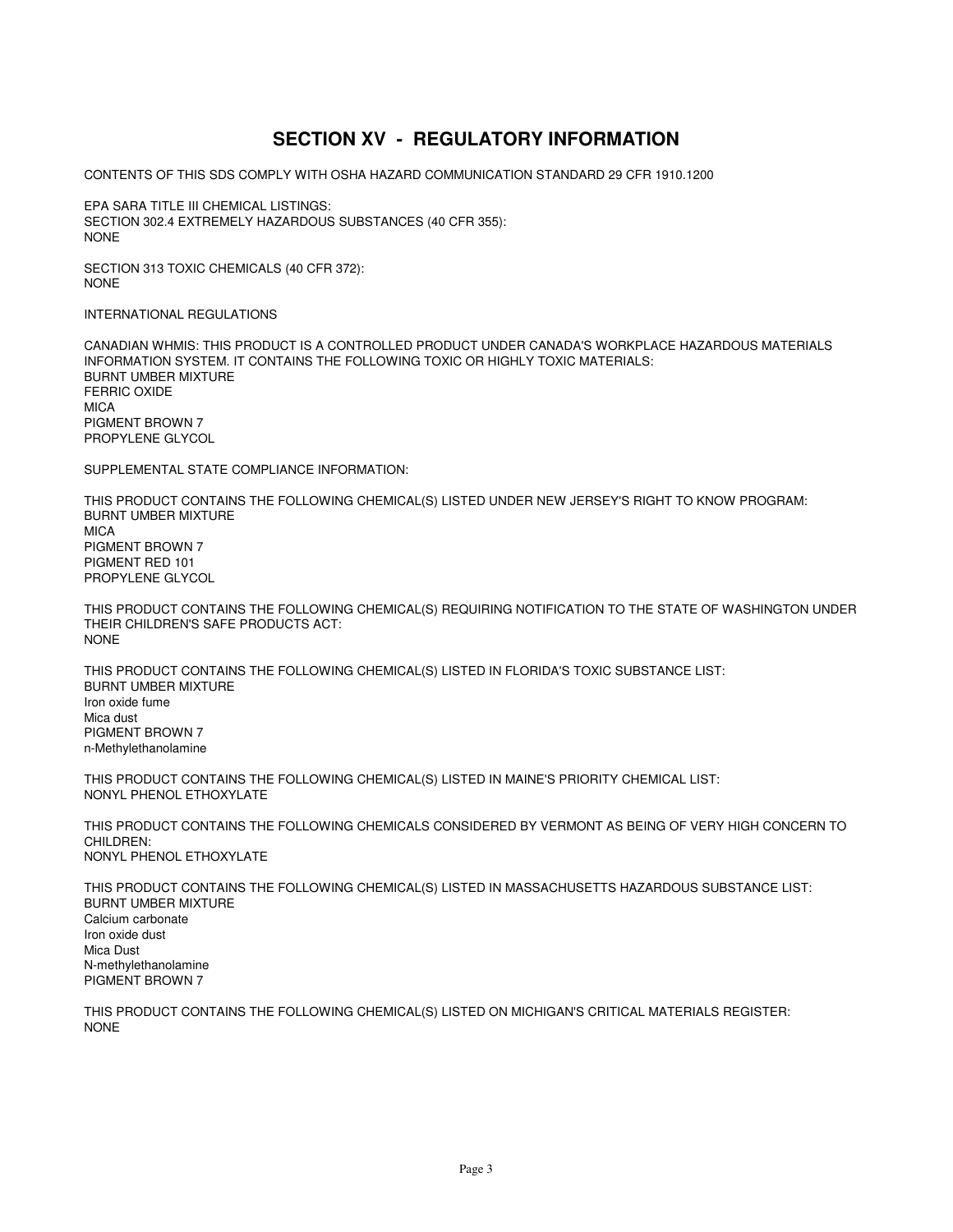## SECTION XV - REGULATORY INFORMATION

CONTENTS OF THIS SDS COMPLY WITH OSHA HAZARD COMMUNICATION STANDARD 29 CFR 1910.1200

EPA SARA TITLE III CHEMICAL LISTINGS:
SECTION 302.4 EXTREMELY HAZARDOUS SUBSTANCES (40 CFR 355):
NONE

SECTION 313 TOXIC CHEMICALS (40 CFR 372):
NONE

INTERNATIONAL REGULATIONS

CANADIAN WHMIS: THIS PRODUCT IS A CONTROLLED PRODUCT UNDER CANADA'S WORKPLACE HAZARDOUS MATERIALS INFORMATION SYSTEM. IT CONTAINS THE FOLLOWING TOXIC OR HIGHLY TOXIC MATERIALS:
BURNT UMBER MIXTURE
FERRIC OXIDE
MICA
PIGMENT BROWN 7
PROPYLENE GLYCOL

SUPPLEMENTAL STATE COMPLIANCE INFORMATION:

THIS PRODUCT CONTAINS THE FOLLOWING CHEMICAL(S) LISTED UNDER NEW JERSEY'S RIGHT TO KNOW PROGRAM:
BURNT UMBER MIXTURE
MICA
PIGMENT BROWN 7
PIGMENT RED 101
PROPYLENE GLYCOL

THIS PRODUCT CONTAINS THE FOLLOWING CHEMICAL(S) REQUIRING NOTIFICATION TO THE STATE OF WASHINGTON UNDER THEIR CHILDREN'S SAFE PRODUCTS ACT:
NONE

THIS PRODUCT CONTAINS THE FOLLOWING CHEMICAL(S) LISTED IN FLORIDA'S TOXIC SUBSTANCE LIST:
BURNT UMBER MIXTURE
Iron oxide fume
Mica dust
PIGMENT BROWN 7
n-Methylethanolamine

THIS PRODUCT CONTAINS THE FOLLOWING CHEMICAL(S) LISTED IN MAINE'S PRIORITY CHEMICAL LIST:
NONYL PHENOL ETHOXYLATE

THIS PRODUCT CONTAINS THE FOLLOWING CHEMICALS CONSIDERED BY VERMONT AS BEING OF VERY HIGH CONCERN TO CHILDREN:
NONYL PHENOL ETHOXYLATE

THIS PRODUCT CONTAINS THE FOLLOWING CHEMICAL(S) LISTED IN MASSACHUSETTS HAZARDOUS SUBSTANCE LIST:
BURNT UMBER MIXTURE
Calcium carbonate
Iron oxide dust
Mica Dust
N-methylethanolamine
PIGMENT BROWN 7

THIS PRODUCT CONTAINS THE FOLLOWING CHEMICAL(S) LISTED ON MICHIGAN'S CRITICAL MATERIALS REGISTER:
NONE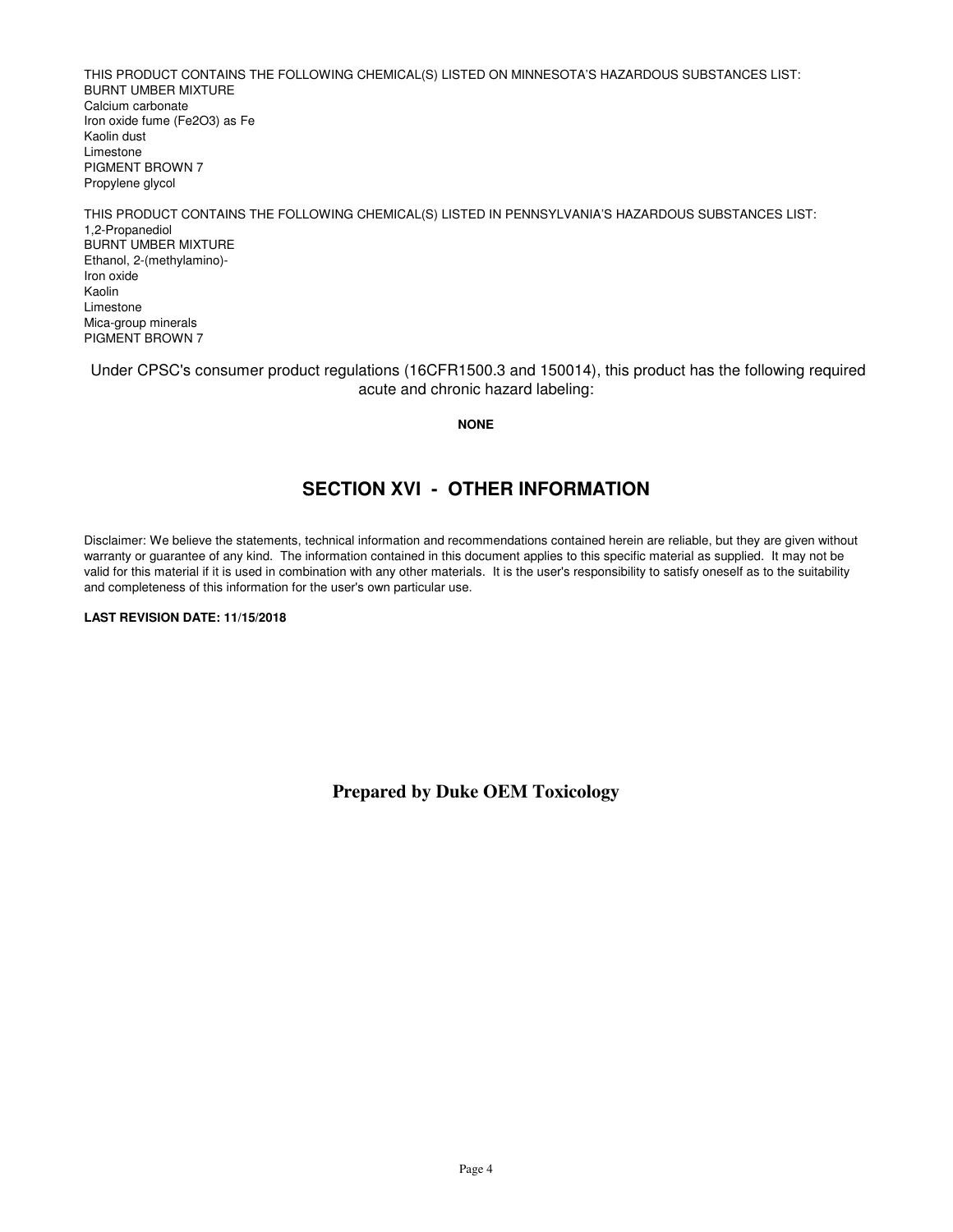THIS PRODUCT CONTAINS THE FOLLOWING CHEMICAL(S) LISTED ON MINNESOTA'S HAZARDOUS SUBSTANCES LIST:
BURNT UMBER MIXTURE
Calcium carbonate
Iron oxide fume ($Fe_2O_3$) as Fe
Kaolin dust
Limestone
PIGMENT BROWN 7
Propylene glycol

THIS PRODUCT CONTAINS THE FOLLOWING CHEMICAL(S) LISTED IN PENNSYLVANIA'S HAZARDOUS SUBSTANCES LIST:
1,2-Propanediol
BURNT UMBER MIXTURE
Ethanol, 2-(methylamino)-
Iron oxide
Kaolin
Limestone
Mica-group minerals
PIGMENT BROWN 7

Under CPSC's consumer product regulations (16CFR1500.3 and 150014), this product has the following required acute and chronic hazard labeling:

**NONE**

## SECTION XVI - OTHER INFORMATION

Disclaimer: We believe the statements, technical information and recommendations contained herein are reliable, but they are given without warranty or guarantee of any kind. The information contained in this document applies to this specific material as supplied. It may not be valid for this material if it is used in combination with any other materials. It is the user's responsibility to satisfy oneself as to the suitability and completeness of this information for the user's own particular use.

**LAST REVISION DATE: 11/15/2018**

**Prepared by Duke OEM Toxicology**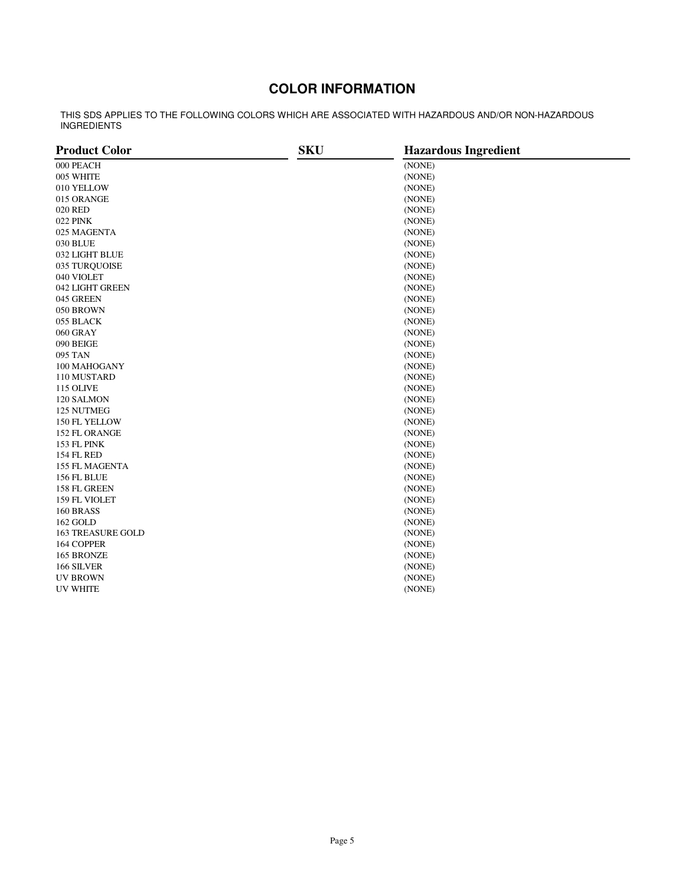## COLOR INFORMATION

THIS SDS APPLIES TO THE FOLLOWING COLORS WHICH ARE ASSOCIATED WITH HAZARDOUS AND/OR NON-HAZARDOUS INGREDIENTS

| Product Color | SKU | Hazardous Ingredient |
|---|---|---|
| 000 PEACH | | (NONE) |
| 005 WHITE | | (NONE) |
| 010 YELLOW | | (NONE) |
| 015 ORANGE | | (NONE) |
| 020 RED | | (NONE) |
| 022 PINK | | (NONE) |
| 025 MAGENTA | | (NONE) |
| 030 BLUE | | (NONE) |
| 032 LIGHT BLUE | | (NONE) |
| 035 TURQUOISE | | (NONE) |
| 040 VIOLET | | (NONE) |
| 042 LIGHT GREEN | | (NONE) |
| 045 GREEN | | (NONE) |
| 050 BROWN | | (NONE) |
| 055 BLACK | | (NONE) |
| 060 GRAY | | (NONE) |
| 090 BEIGE | | (NONE) |
| 095 TAN | | (NONE) |
| 100 MAHOGANY | | (NONE) |
| 110 MUSTARD | | (NONE) |
| 115 OLIVE | | (NONE) |
| 120 SALMON | | (NONE) |
| 125 NUTMEG | | (NONE) |
| 150 FL YELLOW | | (NONE) |
| 152 FL ORANGE | | (NONE) |
| 153 FL PINK | | (NONE) |
| 154 FL RED | | (NONE) |
| 155 FL MAGENTA | | (NONE) |
| 156 FL BLUE | | (NONE) |
| 158 FL GREEN | | (NONE) |
| 159 FL VIOLET | | (NONE) |
| 160 BRASS | | (NONE) |
| 162 GOLD | | (NONE) |
| 163 TREASURE GOLD | | (NONE) |
| 164 COPPER | | (NONE) |
| 165 BRONZE | | (NONE) |
| 166 SILVER | | (NONE) |
| UV BROWN | | (NONE) |
| UV WHITE | | (NONE) |